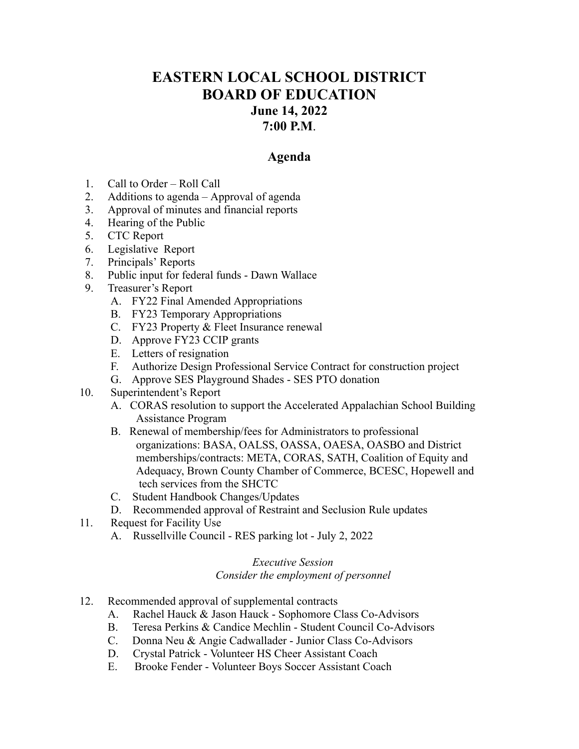# EASTERN LOCAL SCHOOL DISTRICT
# BOARD OF EDUCATION
### June 14, 2022
### 7:00 P.M.

## Agenda

1. Call to Order – Roll Call
2. Additions to agenda – Approval of agenda
3. Approval of minutes and financial reports
4. Hearing of the Public
5. CTC Report
6. Legislative Report
7. Principals' Reports
8. Public input for federal funds - Dawn Wallace
9. Treasurer's Report
   - A. FY22 Final Amended Appropriations
   - B. FY23 Temporary Appropriations
   - C. FY23 Property & Fleet Insurance renewal
   - D. Approve FY23 CCIP grants
   - E. Letters of resignation
   - F. Authorize Design Professional Service Contract for construction project
   - G. Approve SES Playground Shades - SES PTO donation
10. Superintendent's Report
    - A. CORAS resolution to support the Accelerated Appalachian School Building Assistance Program
    - B. Renewal of membership/fees for Administrators to professional organizations: BASA, OALSS, OASSA, OAESA, OASBO and District memberships/contracts: META, CORAS, SATH, Coalition of Equity and Adequacy, Brown County Chamber of Commerce, BCESC, Hopewell and tech services from the SHCTC
    - C. Student Handbook Changes/Updates
    - D. Recommended approval of Restraint and Seclusion Rule updates
11. Request for Facility Use
    - A. Russellville Council - RES parking lot - July 2, 2022

*Executive Session*
*Consider the employment of personnel*

12. Recommended approval of supplemental contracts
    - A. Rachel Hauck & Jason Hauck - Sophomore Class Co-Advisors
    - B. Teresa Perkins & Candice Mechlin - Student Council Co-Advisors
    - C. Donna Neu & Angie Cadwallader - Junior Class Co-Advisors
    - D. Crystal Patrick - Volunteer HS Cheer Assistant Coach
    - E. Brooke Fender - Volunteer Boys Soccer Assistant Coach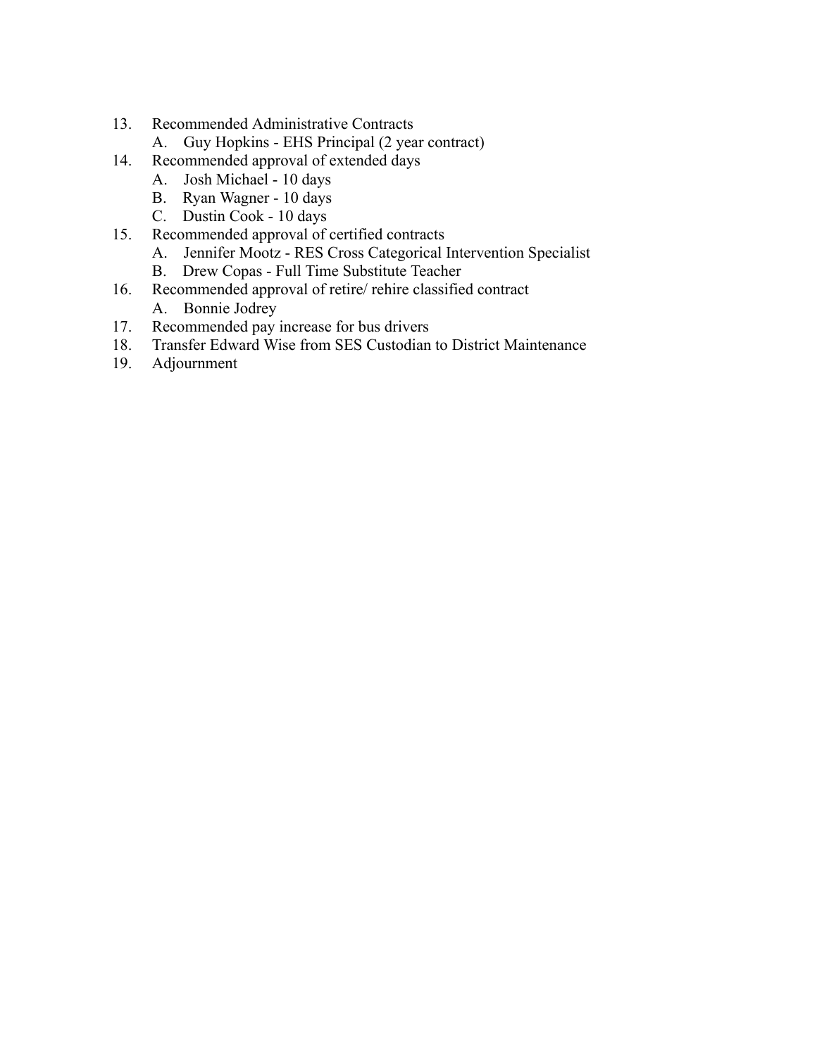13. Recommended Administrative Contracts
    A. Guy Hopkins - EHS Principal (2 year contract)
14. Recommended approval of extended days
    A. Josh Michael - 10 days
    B. Ryan Wagner - 10 days
    C. Dustin Cook - 10 days
15. Recommended approval of certified contracts
    A. Jennifer Mootz - RES Cross Categorical Intervention Specialist
    B. Drew Copas - Full Time Substitute Teacher
16. Recommended approval of retire/ rehire classified contract
    A. Bonnie Jodrey
17. Recommended pay increase for bus drivers
18. Transfer Edward Wise from SES Custodian to District Maintenance
19. Adjournment